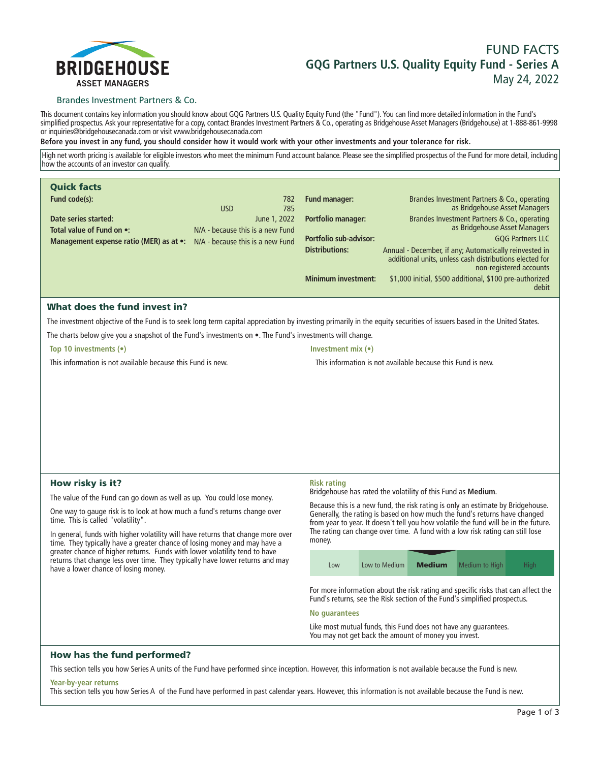BRIDGEHOUSE
ASSET MANAGERS

Brandes Investment Partners & Co.

# FUND FACTS
## GQG Partners U.S. Quality Equity Fund - Series A
May 24, 2022

This document contains key information you should know about GQG Partners U.S. Quality Equity Fund (the "Fund"). You can find more detailed information in the Fund's simplified prospectus. Ask your representative for a copy, contact Brandes Investment Partners & Co., operating as Bridgehouse Asset Managers (Bridgehouse) at 1-888-861-9998 or inquiries@bridgehousecanada.com or visit www.bridgehousecanada.com

**Before you invest in any fund, you should consider how it would work with your other investments and your tolerance for risk.**

High net worth pricing is available for eligible investors who meet the minimum Fund account balance. Please see the simplified prospectus of the Fund for more detail, including how the accounts of an investor can qualify.

### Quick facts

| | | |
|---|---|---|
| **Fund code(s):** | | 782 |
| | USD | 785 |
| **Date series started:** | | June 1, 2022 |
| **Total value of Fund on •:** | | N/A - because this is a new Fund |
| **Management expense ratio (MER) as at •:** | | N/A - because this is a new Fund |

| | |
|---|---|
| **Fund manager:** | Brandes Investment Partners & Co., operating as Bridgehouse Asset Managers |
| **Portfolio manager:** | Brandes Investment Partners & Co., operating as Bridgehouse Asset Managers |
| **Portfolio sub-advisor:** | GQG Partners LLC |
| **Distributions:** | Annual - December, if any; Automatically reinvested in additional units, unless cash distributions elected for non-registered accounts |
| **Minimum investment:** | $1,000 initial, $500 additional, $100 pre-authorized debit |

### What does the fund invest in?

The investment objective of the Fund is to seek long term capital appreciation by investing primarily in the equity securities of issuers based in the United States.

The charts below give you a snapshot of the Fund's investments on •. The Fund's investments will change.

**Top 10 investments (•)**

This information is not available because this Fund is new.

**Investment mix (•)**

This information is not available because this Fund is new.

### How risky is it?

The value of the Fund can go down as well as up. You could lose money.

One way to gauge risk is to look at how much a fund's returns change over time. This is called "volatility".

In general, funds with higher volatility will have returns that change more over time. They typically have a greater chance of losing money and may have a greater chance of higher returns. Funds with lower volatility tend to have returns that change less over time. They typically have lower returns and may have a lower chance of losing money.

**Risk rating**

Bridgehouse has rated the volatility of this Fund as **Medium**.

Because this is a new fund, the risk rating is only an estimate by Bridgehouse. Generally, the rating is based on how much the fund's returns have changed from year to year. It doesn't tell you how volatile the fund will be in the future. The rating can change over time. A fund with a low risk rating can still lose money.

| Low | Low to Medium | **Medium** | Medium to High | High |
|---|---|---|---|---|

For more information about the risk rating and specific risks that can affect the Fund's returns, see the Risk section of the Fund's simplified prospectus.

**No guarantees**

Like most mutual funds, this Fund does not have any guarantees. You may not get back the amount of money you invest.

### How has the fund performed?

This section tells you how Series A units of the Fund have performed since inception. However, this information is not available because the Fund is new.

**Year-by-year returns**

This section tells you how Series A of the Fund have performed in past calendar years. However, this information is not available because the Fund is new.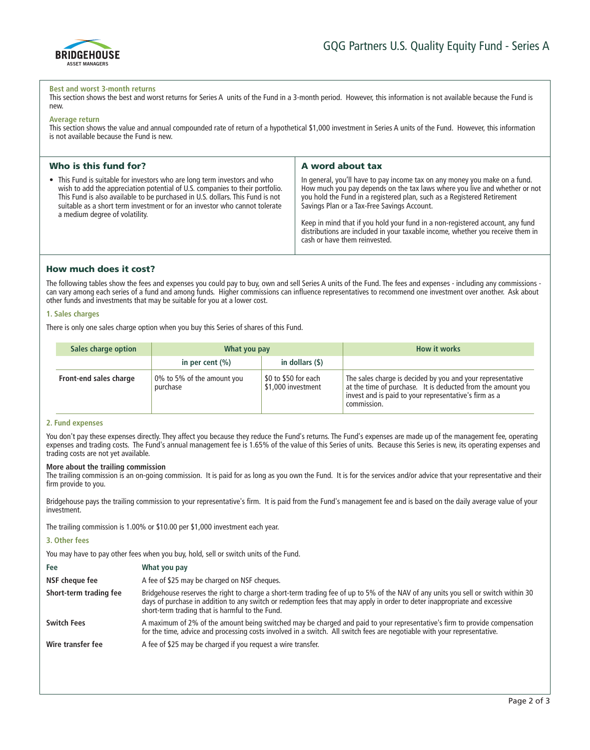### Best and worst 3-month returns

This section shows the best and worst returns for Series A units of the Fund in a 3-month period. However, this information is not available because the Fund is new.

### Average return

This section shows the value and annual compounded rate of return of a hypothetical $1,000 investment in Series A units of the Fund. However, this information is not available because the Fund is new.

## Who is this fund for?

- This Fund is suitable for investors who are long term investors and who wish to add the appreciation potential of U.S. companies to their portfolio. This Fund is also available to be purchased in U.S. dollars. This Fund is not suitable as a short term investment or for an investor who cannot tolerate a medium degree of volatility.

## A word about tax

In general, you'll have to pay income tax on any money you make on a fund. How much you pay depends on the tax laws where you live and whether or not you hold the Fund in a registered plan, such as a Registered Retirement Savings Plan or a Tax-Free Savings Account.

Keep in mind that if you hold your fund in a non-registered account, any fund distributions are included in your taxable income, whether you receive them in cash or have them reinvested.

## How much does it cost?

The following tables show the fees and expenses you could pay to buy, own and sell Series A units of the Fund. The fees and expenses - including any commissions - can vary among each series of a fund and among funds. Higher commissions can influence representatives to recommend one investment over another. Ask about other funds and investments that may be suitable for you at a lower cost.

### 1. Sales charges

There is only one sales charge option when you buy this Series of shares of this Fund.

| Sales charge option | What you pay | | How it works |
|---|---|---|---|
| | in per cent (%) | in dollars ($) | |
| **Front-end sales charge** | 0% to 5% of the amount you purchase | $0 to $50 for each $1,000 investment | The sales charge is decided by you and your representative at the time of purchase. It is deducted from the amount you invest and is paid to your representative's firm as a commission. |

### 2. Fund expenses

You don't pay these expenses directly. They affect you because they reduce the Fund's returns. The Fund's expenses are made up of the management fee, operating expenses and trading costs. The Fund's annual management fee is 1.65% of the value of this Series of units. Because this Series is new, its operating expenses and trading costs are not yet available.

**More about the trailing commission**

The trailing commission is an on-going commission. It is paid for as long as you own the Fund. It is for the services and/or advice that your representative and their firm provide to you.

Bridgehouse pays the trailing commission to your representative's firm. It is paid from the Fund's management fee and is based on the daily average value of your investment.

The trailing commission is 1.00% or $10.00 per $1,000 investment each year.

### 3. Other fees

You may have to pay other fees when you buy, hold, sell or switch units of the Fund.

| Fee | What you pay |
|---|---|
| **NSF cheque fee** | A fee of $25 may be charged on NSF cheques. |
| **Short-term trading fee** | Bridgehouse reserves the right to charge a short-term trading fee of up to 5% of the NAV of any units you sell or switch within 30 days of purchase in addition to any switch or redemption fees that may apply in order to deter inappropriate and excessive short-term trading that is harmful to the Fund. |
| **Switch Fees** | A maximum of 2% of the amount being switched may be charged and paid to your representative's firm to provide compensation for the time, advice and processing costs involved in a switch. All switch fees are negotiable with your representative. |
| **Wire transfer fee** | A fee of $25 may be charged if you request a wire transfer. |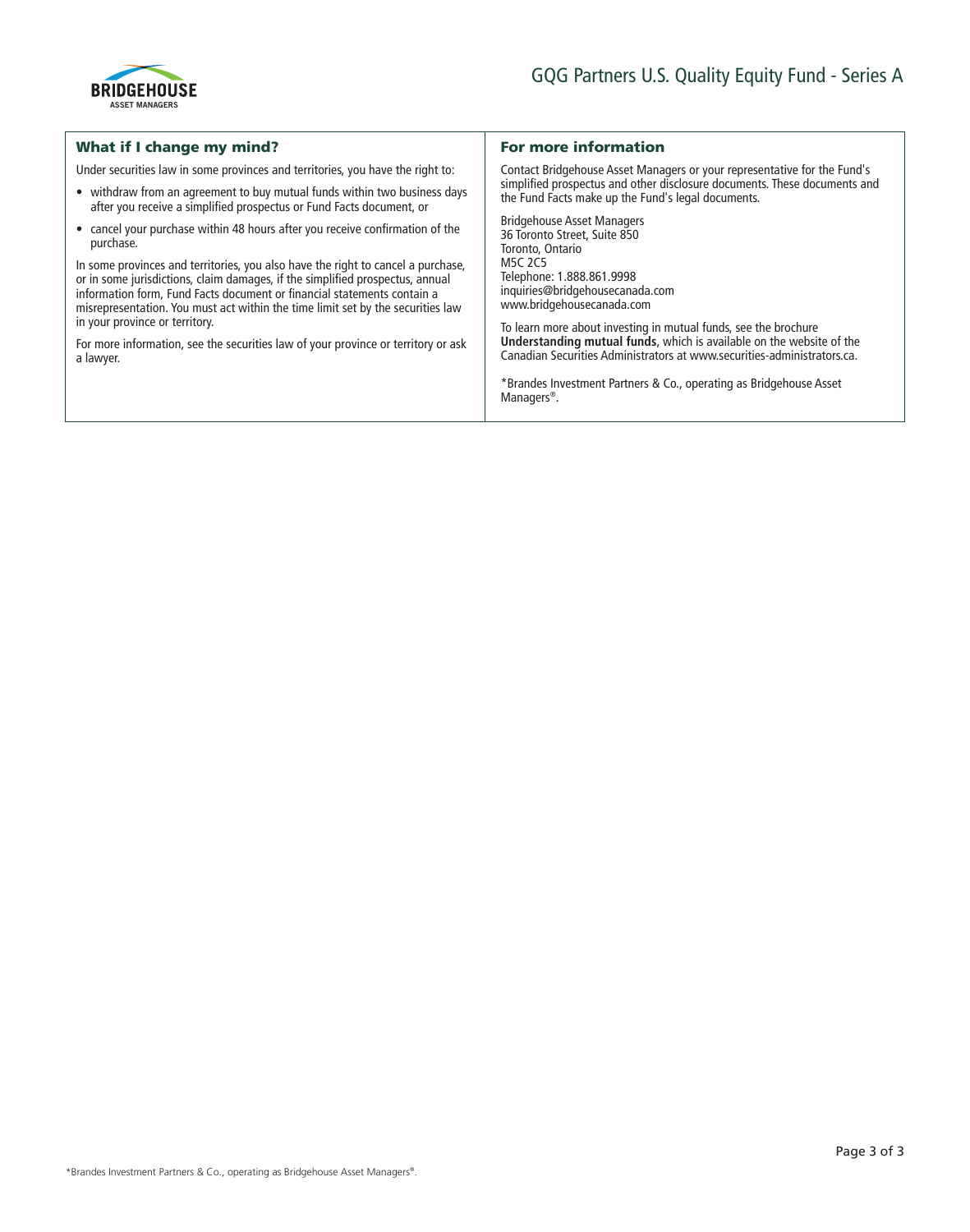## What if I change my mind?

Under securities law in some provinces and territories, you have the right to:

- withdraw from an agreement to buy mutual funds within two business days after you receive a simplified prospectus or Fund Facts document, or
- cancel your purchase within 48 hours after you receive confirmation of the purchase.

In some provinces and territories, you also have the right to cancel a purchase, or in some jurisdictions, claim damages, if the simplified prospectus, annual information form, Fund Facts document or financial statements contain a misrepresentation. You must act within the time limit set by the securities law in your province or territory.

For more information, see the securities law of your province or territory or ask a lawyer.

## For more information

Contact Bridgehouse Asset Managers or your representative for the Fund's simplified prospectus and other disclosure documents. These documents and the Fund Facts make up the Fund's legal documents.

Bridgehouse Asset Managers
36 Toronto Street, Suite 850
Toronto, Ontario
M5C 2C5
Telephone: 1.888.861.9998
inquiries@bridgehousecanada.com
www.bridgehousecanada.com

To learn more about investing in mutual funds, see the brochure **Understanding mutual funds**, which is available on the website of the Canadian Securities Administrators at www.securities-administrators.ca.

*Brandes Investment Partners & Co., operating as Bridgehouse Asset Managers®.